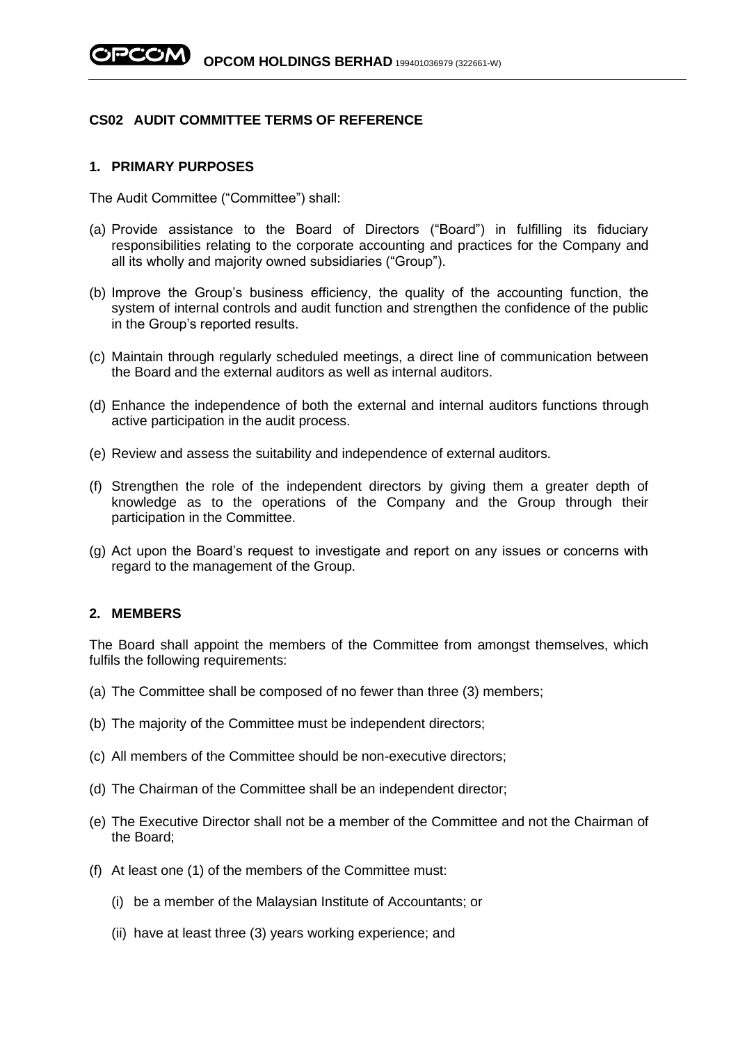## CS02 AUDIT COMMITTEE TERMS OF REFERENCE

### 1. PRIMARY PURPOSES

The Audit Committee ("Committee") shall:

(a) Provide assistance to the Board of Directors ("Board") in fulfilling its fiduciary responsibilities relating to the corporate accounting and practices for the Company and all its wholly and majority owned subsidiaries ("Group").

(b) Improve the Group's business efficiency, the quality of the accounting function, the system of internal controls and audit function and strengthen the confidence of the public in the Group's reported results.

(c) Maintain through regularly scheduled meetings, a direct line of communication between the Board and the external auditors as well as internal auditors.

(d) Enhance the independence of both the external and internal auditors functions through active participation in the audit process.

(e) Review and assess the suitability and independence of external auditors.

(f) Strengthen the role of the independent directors by giving them a greater depth of knowledge as to the operations of the Company and the Group through their participation in the Committee.

(g) Act upon the Board's request to investigate and report on any issues or concerns with regard to the management of the Group.

### 2. MEMBERS

The Board shall appoint the members of the Committee from amongst themselves, which fulfils the following requirements:

(a) The Committee shall be composed of no fewer than three (3) members;

(b) The majority of the Committee must be independent directors;

(c) All members of the Committee should be non-executive directors;

(d) The Chairman of the Committee shall be an independent director;

(e) The Executive Director shall not be a member of the Committee and not the Chairman of the Board;

(f) At least one (1) of the members of the Committee must:

   (i) be a member of the Malaysian Institute of Accountants; or

   (ii) have at least three (3) years working experience; and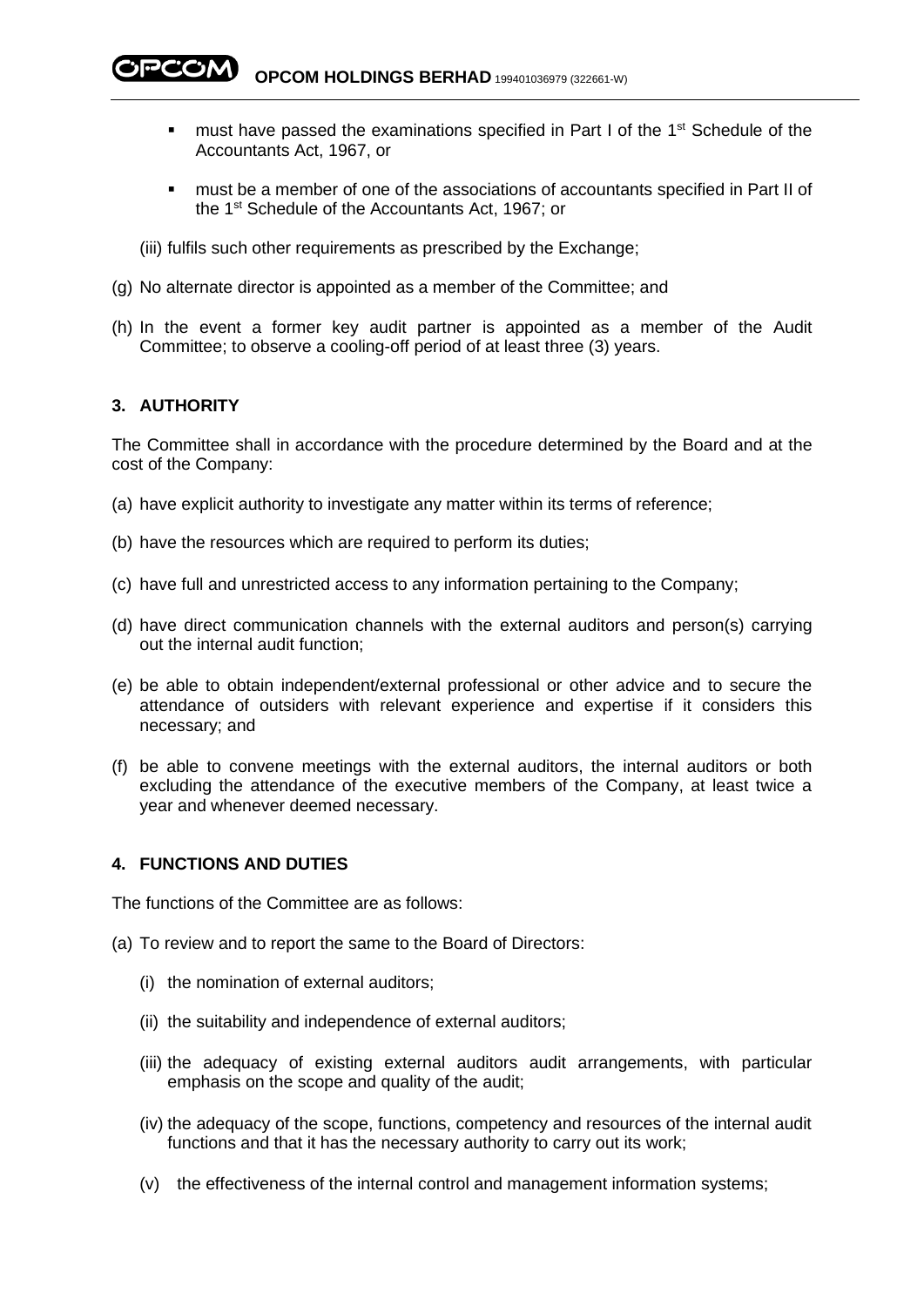- must have passed the examinations specified in Part I of the 1st Schedule of the Accountants Act, 1967, or

- must be a member of one of the associations of accountants specified in Part II of the 1st Schedule of the Accountants Act, 1967; or

(iii) fulfils such other requirements as prescribed by the Exchange;

(g) No alternate director is appointed as a member of the Committee; and

(h) In the event a former key audit partner is appointed as a member of the Audit Committee; to observe a cooling-off period of at least three (3) years.

## 3. AUTHORITY

The Committee shall in accordance with the procedure determined by the Board and at the cost of the Company:

(a) have explicit authority to investigate any matter within its terms of reference;

(b) have the resources which are required to perform its duties;

(c) have full and unrestricted access to any information pertaining to the Company;

(d) have direct communication channels with the external auditors and person(s) carrying out the internal audit function;

(e) be able to obtain independent/external professional or other advice and to secure the attendance of outsiders with relevant experience and expertise if it considers this necessary; and

(f) be able to convene meetings with the external auditors, the internal auditors or both excluding the attendance of the executive members of the Company, at least twice a year and whenever deemed necessary.

## 4. FUNCTIONS AND DUTIES

The functions of the Committee are as follows:

(a) To review and to report the same to the Board of Directors:

(i) the nomination of external auditors;

(ii) the suitability and independence of external auditors;

(iii) the adequacy of existing external auditors audit arrangements, with particular emphasis on the scope and quality of the audit;

(iv) the adequacy of the scope, functions, competency and resources of the internal audit functions and that it has the necessary authority to carry out its work;

(v) the effectiveness of the internal control and management information systems;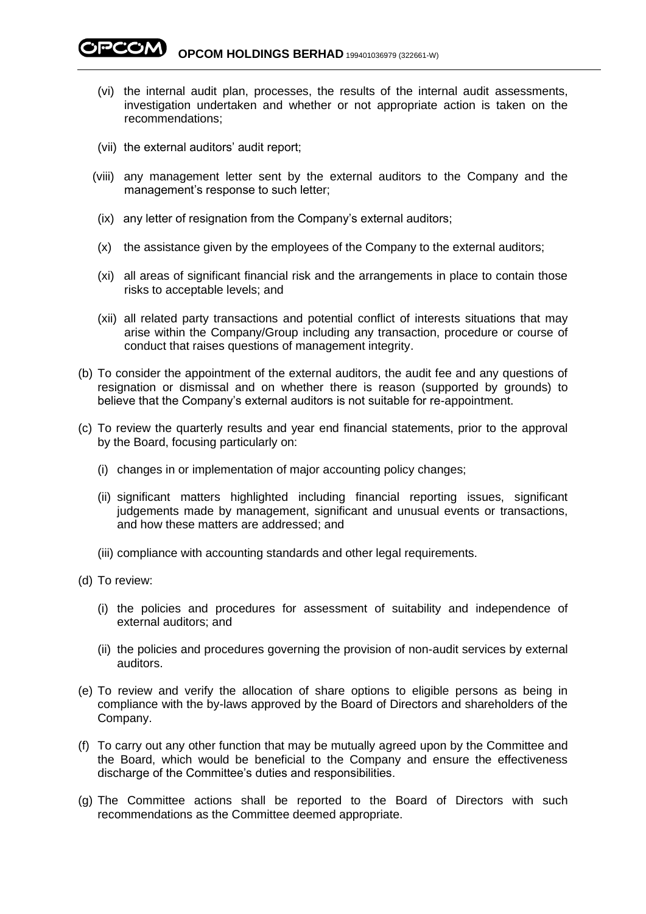(vi) the internal audit plan, processes, the results of the internal audit assessments, investigation undertaken and whether or not appropriate action is taken on the recommendations;

(vii) the external auditors' audit report;

(viii) any management letter sent by the external auditors to the Company and the management's response to such letter;

(ix) any letter of resignation from the Company's external auditors;

(x) the assistance given by the employees of the Company to the external auditors;

(xi) all areas of significant financial risk and the arrangements in place to contain those risks to acceptable levels; and

(xii) all related party transactions and potential conflict of interests situations that may arise within the Company/Group including any transaction, procedure or course of conduct that raises questions of management integrity.

(b) To consider the appointment of the external auditors, the audit fee and any questions of resignation or dismissal and on whether there is reason (supported by grounds) to believe that the Company's external auditors is not suitable for re-appointment.

(c) To review the quarterly results and year end financial statements, prior to the approval by the Board, focusing particularly on:

(i) changes in or implementation of major accounting policy changes;

(ii) significant matters highlighted including financial reporting issues, significant judgements made by management, significant and unusual events or transactions, and how these matters are addressed; and

(iii) compliance with accounting standards and other legal requirements.

(d) To review:

(i) the policies and procedures for assessment of suitability and independence of external auditors; and

(ii) the policies and procedures governing the provision of non-audit services by external auditors.

(e) To review and verify the allocation of share options to eligible persons as being in compliance with the by-laws approved by the Board of Directors and shareholders of the Company.

(f) To carry out any other function that may be mutually agreed upon by the Committee and the Board, which would be beneficial to the Company and ensure the effectiveness discharge of the Committee's duties and responsibilities.

(g) The Committee actions shall be reported to the Board of Directors with such recommendations as the Committee deemed appropriate.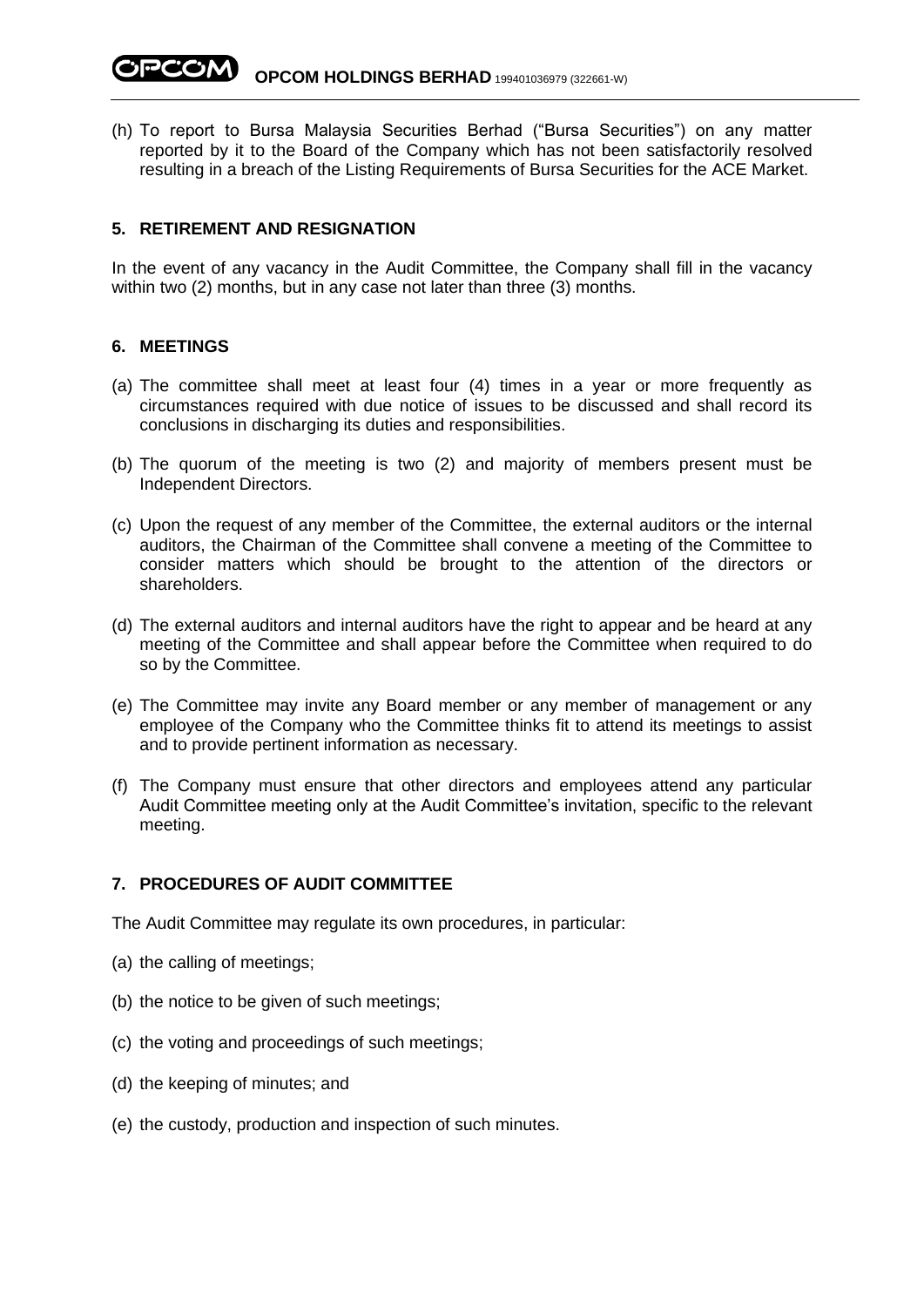(h) To report to Bursa Malaysia Securities Berhad ("Bursa Securities") on any matter reported by it to the Board of the Company which has not been satisfactorily resolved resulting in a breach of the Listing Requirements of Bursa Securities for the ACE Market.

## 5. RETIREMENT AND RESIGNATION

In the event of any vacancy in the Audit Committee, the Company shall fill in the vacancy within two (2) months, but in any case not later than three (3) months.

## 6. MEETINGS

(a) The committee shall meet at least four (4) times in a year or more frequently as circumstances required with due notice of issues to be discussed and shall record its conclusions in discharging its duties and responsibilities.

(b) The quorum of the meeting is two (2) and majority of members present must be Independent Directors.

(c) Upon the request of any member of the Committee, the external auditors or the internal auditors, the Chairman of the Committee shall convene a meeting of the Committee to consider matters which should be brought to the attention of the directors or shareholders.

(d) The external auditors and internal auditors have the right to appear and be heard at any meeting of the Committee and shall appear before the Committee when required to do so by the Committee.

(e) The Committee may invite any Board member or any member of management or any employee of the Company who the Committee thinks fit to attend its meetings to assist and to provide pertinent information as necessary.

(f) The Company must ensure that other directors and employees attend any particular Audit Committee meeting only at the Audit Committee's invitation, specific to the relevant meeting.

## 7. PROCEDURES OF AUDIT COMMITTEE

The Audit Committee may regulate its own procedures, in particular:

(a) the calling of meetings;

(b) the notice to be given of such meetings;

(c) the voting and proceedings of such meetings;

(d) the keeping of minutes; and

(e) the custody, production and inspection of such minutes.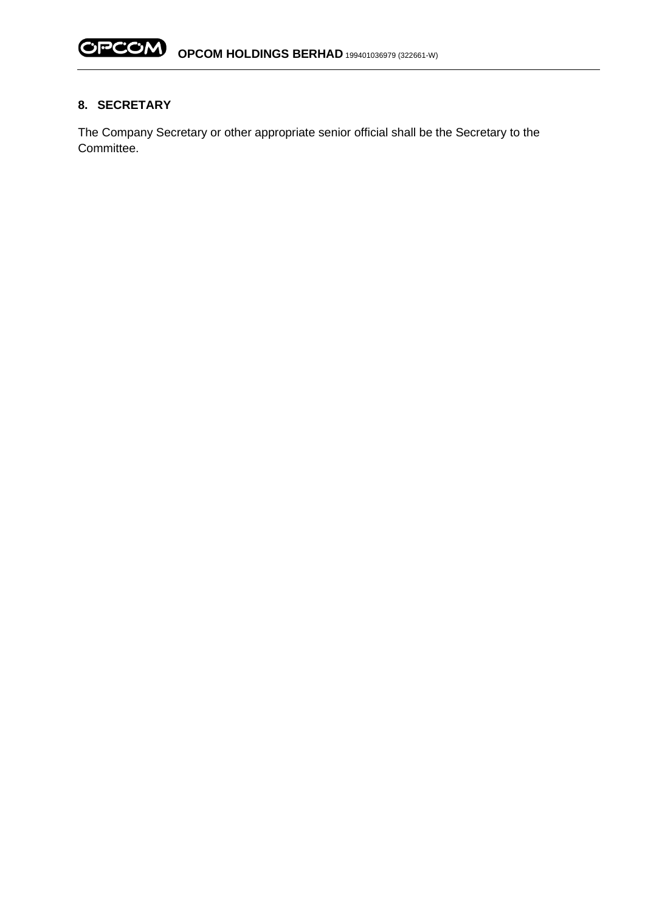## 8. SECRETARY

The Company Secretary or other appropriate senior official shall be the Secretary to the Committee.